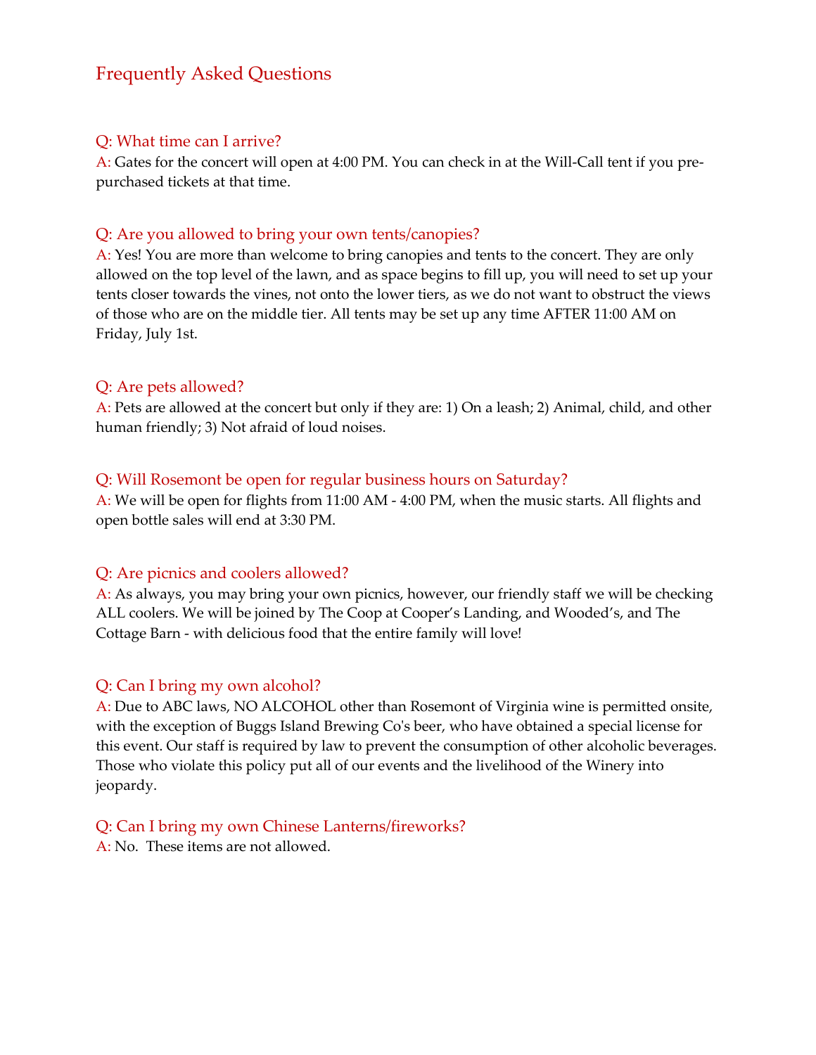# Frequently Asked Questions

## Q: What time can I arrive?

A: Gates for the concert will open at 4:00 PM. You can check in at the Will-Call tent if you pre-purchased tickets at that time.

## Q: Are you allowed to bring your own tents/canopies?

A: Yes! You are more than welcome to bring canopies and tents to the concert. They are only allowed on the top level of the lawn, and as space begins to fill up, you will need to set up your tents closer towards the vines, not onto the lower tiers, as we do not want to obstruct the views of those who are on the middle tier. All tents may be set up any time AFTER 11:00 AM on Friday, July 1st.

## Q: Are pets allowed?

A: Pets are allowed at the concert but only if they are: 1) On a leash; 2) Animal, child, and other human friendly; 3) Not afraid of loud noises.

## Q: Will Rosemont be open for regular business hours on Saturday?

A: We will be open for flights from 11:00 AM - 4:00 PM, when the music starts. All flights and open bottle sales will end at 3:30 PM.

## Q: Are picnics and coolers allowed?

A: As always, you may bring your own picnics, however, our friendly staff we will be checking ALL coolers. We will be joined by The Coop at Cooper's Landing, and Wooded's, and The Cottage Barn - with delicious food that the entire family will love!

## Q: Can I bring my own alcohol?

A: Due to ABC laws, NO ALCOHOL other than Rosemont of Virginia wine is permitted onsite, with the exception of Buggs Island Brewing Co's beer, who have obtained a special license for this event. Our staff is required by law to prevent the consumption of other alcoholic beverages. Those who violate this policy put all of our events and the livelihood of the Winery into jeopardy.

## Q: Can I bring my own Chinese Lanterns/fireworks?

A: No. These items are not allowed.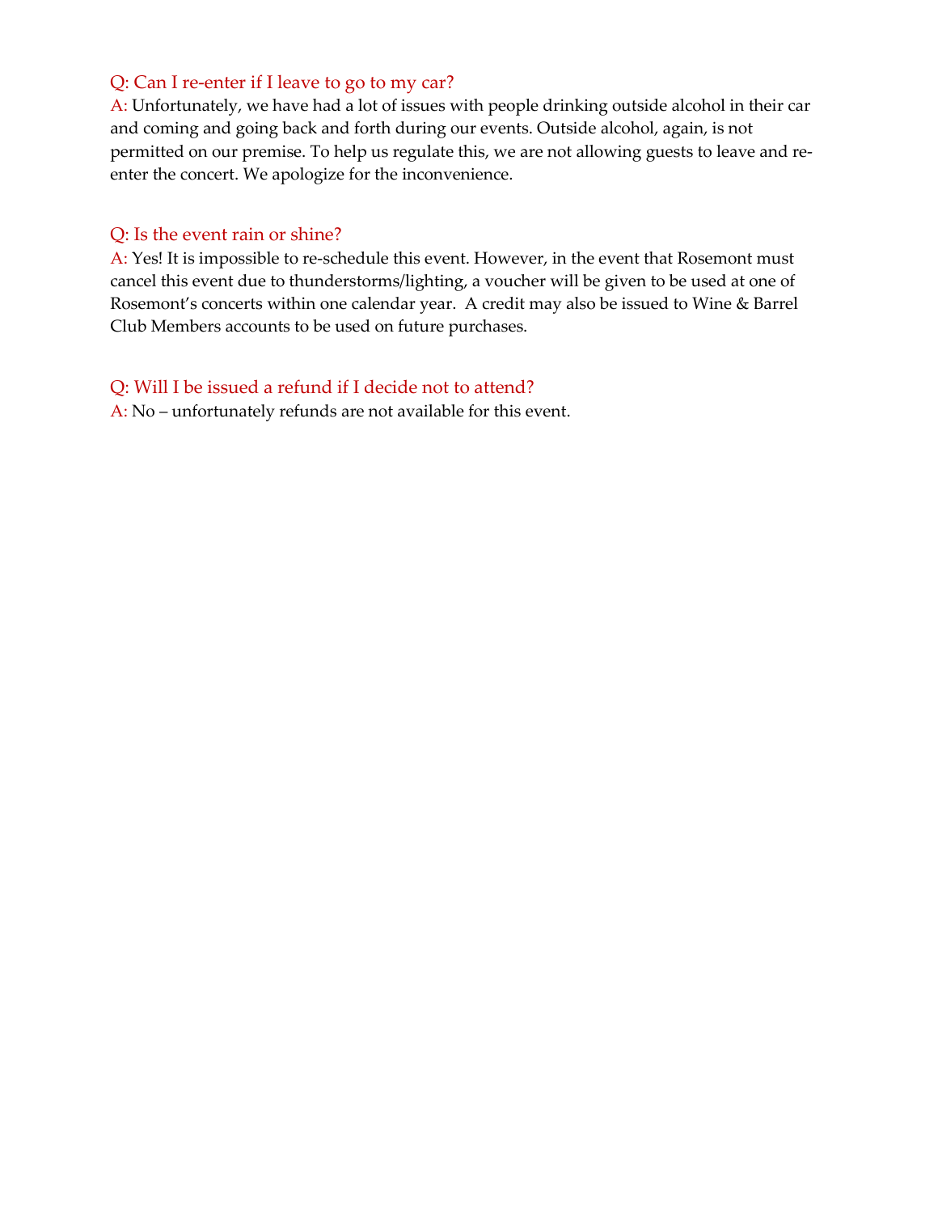Q: Can I re-enter if I leave to go to my car?

A: Unfortunately, we have had a lot of issues with people drinking outside alcohol in their car and coming and going back and forth during our events. Outside alcohol, again, is not permitted on our premise. To help us regulate this, we are not allowing guests to leave and re-enter the concert. We apologize for the inconvenience.

Q: Is the event rain or shine?

A: Yes! It is impossible to re-schedule this event. However, in the event that Rosemont must cancel this event due to thunderstorms/lighting, a voucher will be given to be used at one of Rosemont's concerts within one calendar year. A credit may also be issued to Wine & Barrel Club Members accounts to be used on future purchases.

Q: Will I be issued a refund if I decide not to attend?

A: No – unfortunately refunds are not available for this event.